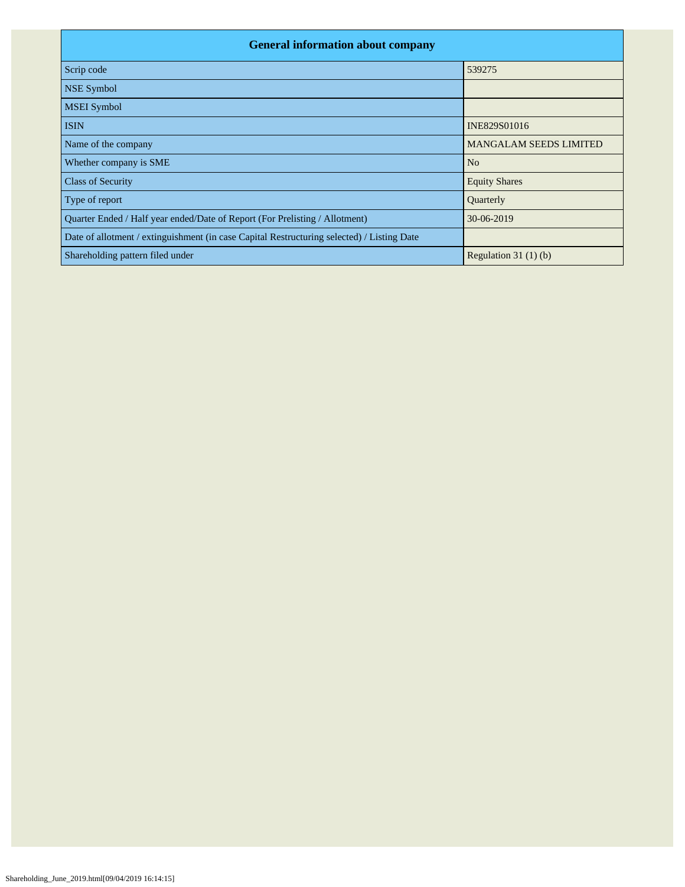| General information about company | |
| --- | --- |
| Scrip code | 539275 |
| NSE Symbol | |
| MSEI Symbol | |
| ISIN | INE829S01016 |
| Name of the company | MANGALAM SEEDS LIMITED |
| Whether company is SME | No |
| Class of Security | Equity Shares |
| Type of report | Quarterly |
| Quarter Ended / Half year ended/Date of Report (For Prelisting / Allotment) | 30-06-2019 |
| Date of allotment / extinguishment (in case Capital Restructuring selected) / Listing Date | |
| Shareholding pattern filed under | Regulation 31 (1) (b) |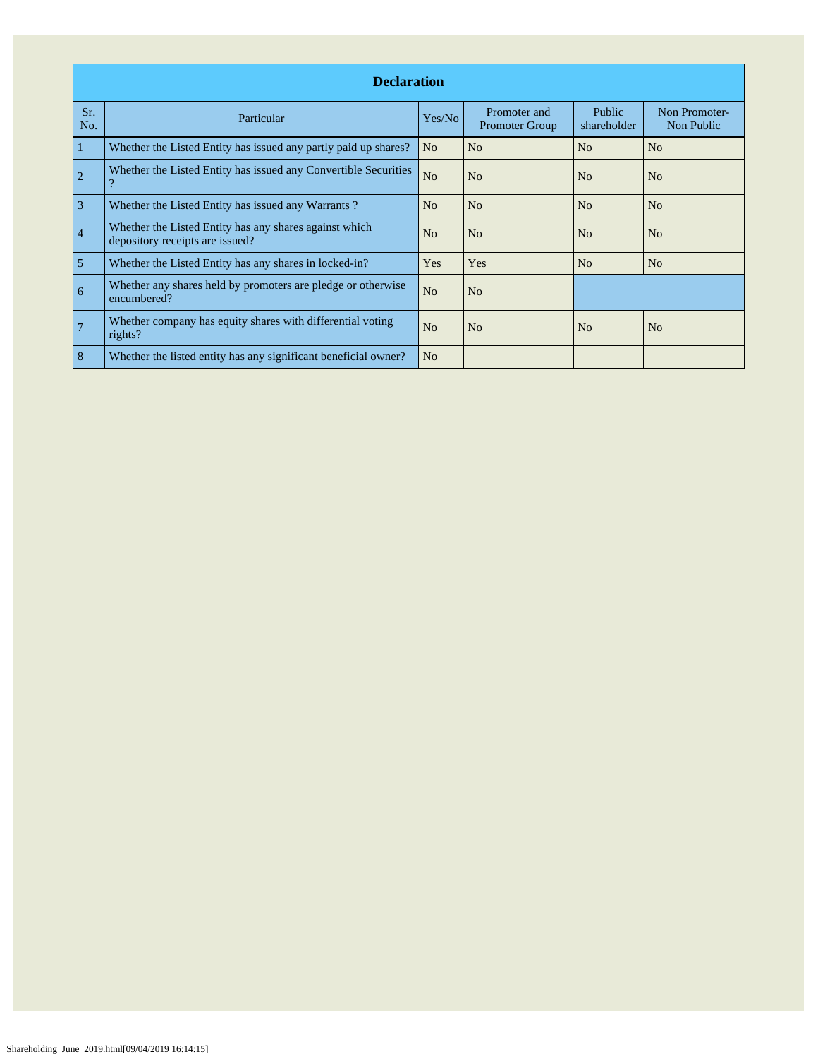| Declaration | | | | | |
|---|---|---|---|---|---|
| Sr. No. | Particular | Yes/No | Promoter and Promoter Group | Public shareholder | Non Promoter-Non Public |
| 1 | Whether the Listed Entity has issued any partly paid up shares? | No | No | No | No |
| 2 | Whether the Listed Entity has issued any Convertible Securities ? | No | No | No | No |
| 3 | Whether the Listed Entity has issued any Warrants ? | No | No | No | No |
| 4 | Whether the Listed Entity has any shares against which depository receipts are issued? | No | No | No | No |
| 5 | Whether the Listed Entity has any shares in locked-in? | Yes | Yes | No | No |
| 6 | Whether any shares held by promoters are pledge or otherwise encumbered? | No | No | | |
| 7 | Whether company has equity shares with differential voting rights? | No | No | No | No |
| 8 | Whether the listed entity has any significant beneficial owner? | No | | | |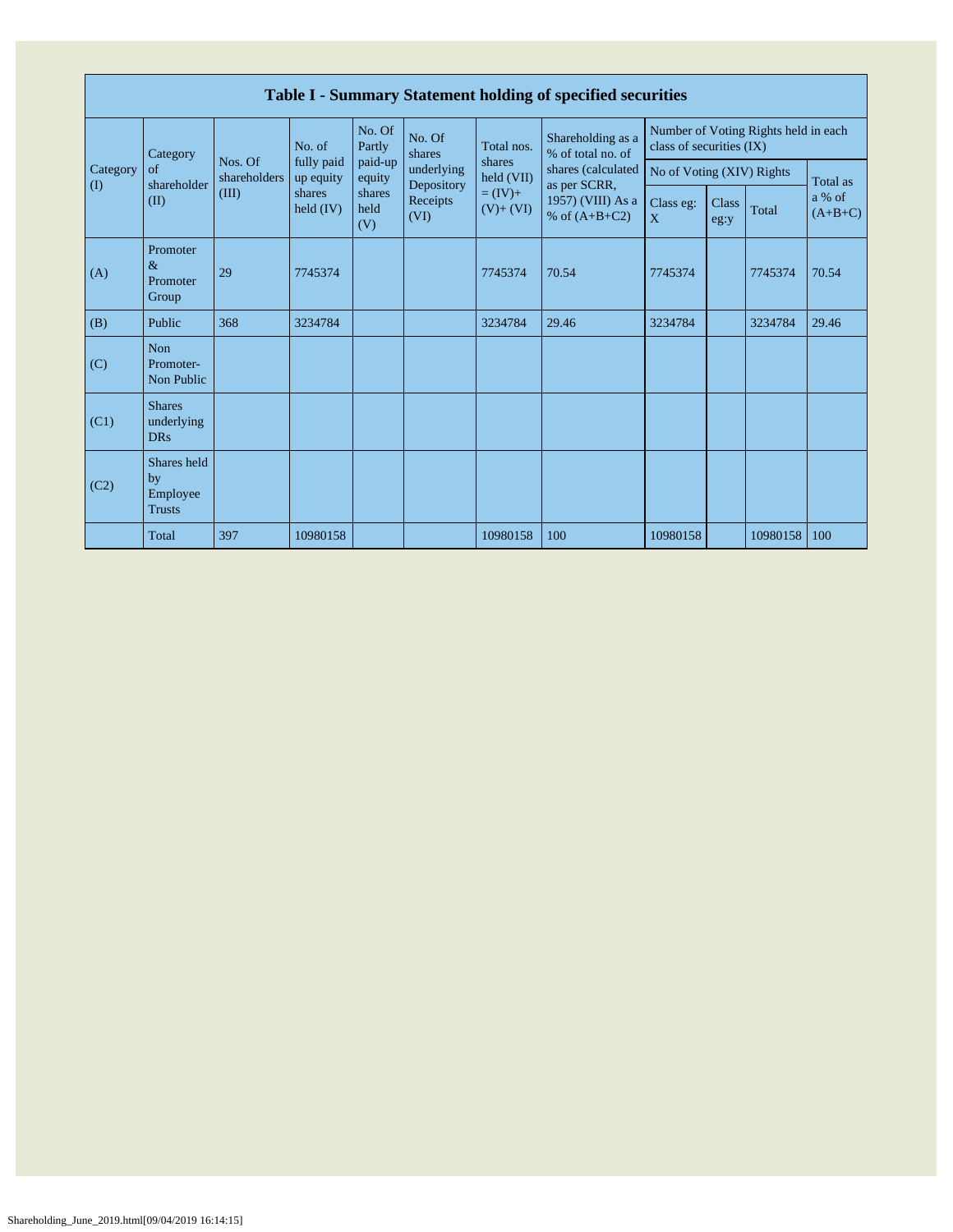| Table I - Summary Statement holding of specified securities | | | | | | | | | | | | |
|---|---|---|---|---|---|---|---|---|---|---|---|---|
| Category (I) | Category of shareholder (II) | Nos. Of shareholders (III) | No. of fully paid up equity shares held (IV) | No. Of Partly paid-up equity shares held (V) | No. Of shares underlying Depository Receipts (VI) | Total nos. shares held (VII) = (IV)+ (V)+ (VI) | Shareholding as a % of total no. of shares (calculated as per SCRR, 1957) (VIII) As a % of (A+B+C2) | Number of Voting Rights held in each class of securities (IX) | | | |
| | | | | | | | | No of Voting (XIV) Rights | | | Total as a % of (A+B+C) |
| | | | | | | | | Class eg: X | Class eg:y | Total | |
| (A) | Promoter & Promoter Group | 29 | 7745374 | | | 7745374 | 70.54 | 7745374 | | 7745374 | 70.54 |
| (B) | Public | 368 | 3234784 | | | 3234784 | 29.46 | 3234784 | | 3234784 | 29.46 |
| (C) | Non Promoter- Non Public | | | | | | | | | | |
| (C1) | Shares underlying DRs | | | | | | | | | | |
| (C2) | Shares held by Employee Trusts | | | | | | | | | | |
| | Total | 397 | 10980158 | | | 10980158 | 100 | 10980158 | | 10980158 | 100 |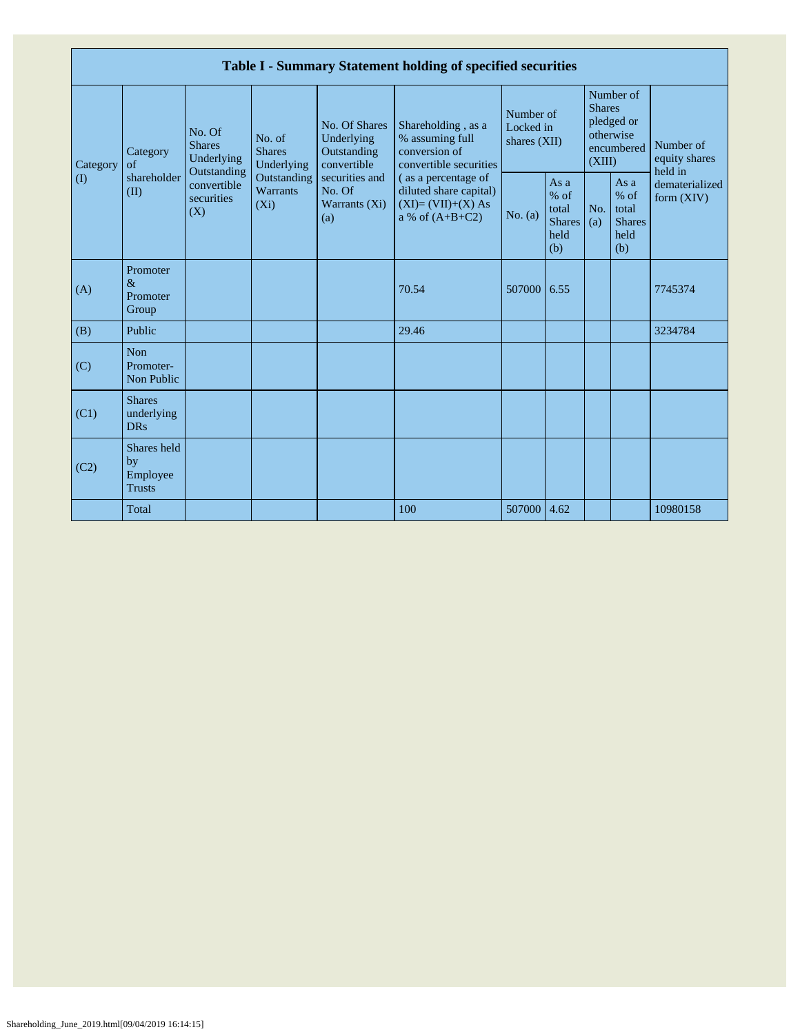| Table I - Summary Statement holding of specified securities | | | | | | | | | | |
|---|---|---|---|---|---|---|---|---|---|---|
| Category (I) | Category of shareholder (II) | No. Of Shares Underlying Outstanding convertible securities (X) | No. of Shares Underlying Outstanding Warrants (Xi) | No. Of Shares Underlying Outstanding convertible securities and No. Of Warrants (Xi) (a) | Shareholding , as a % assuming full conversion of convertible securities ( as a percentage of diluted share capital) (XI)= (VII)+(X) As a % of (A+B+C2) | Number of Locked in shares (XII) | | Number of Shares pledged or otherwise encumbered (XIII) | | Number of equity shares held in dematerialized form (XIV) |
| | | | | | | No. (a) | As a % of total Shares held (b) | No. (a) | As a % of total Shares held (b) | |
| (A) | Promoter & Promoter Group | | | | 70.54 | 507000 | 6.55 | | | 7745374 |
| (B) | Public | | | | 29.46 | | | | | 3234784 |
| (C) | Non Promoter- Non Public | | | | | | | | | |
| (C1) | Shares underlying DRs | | | | | | | | | |
| (C2) | Shares held by Employee Trusts | | | | | | | | | |
| | Total | | | | 100 | 507000 | 4.62 | | | 10980158 |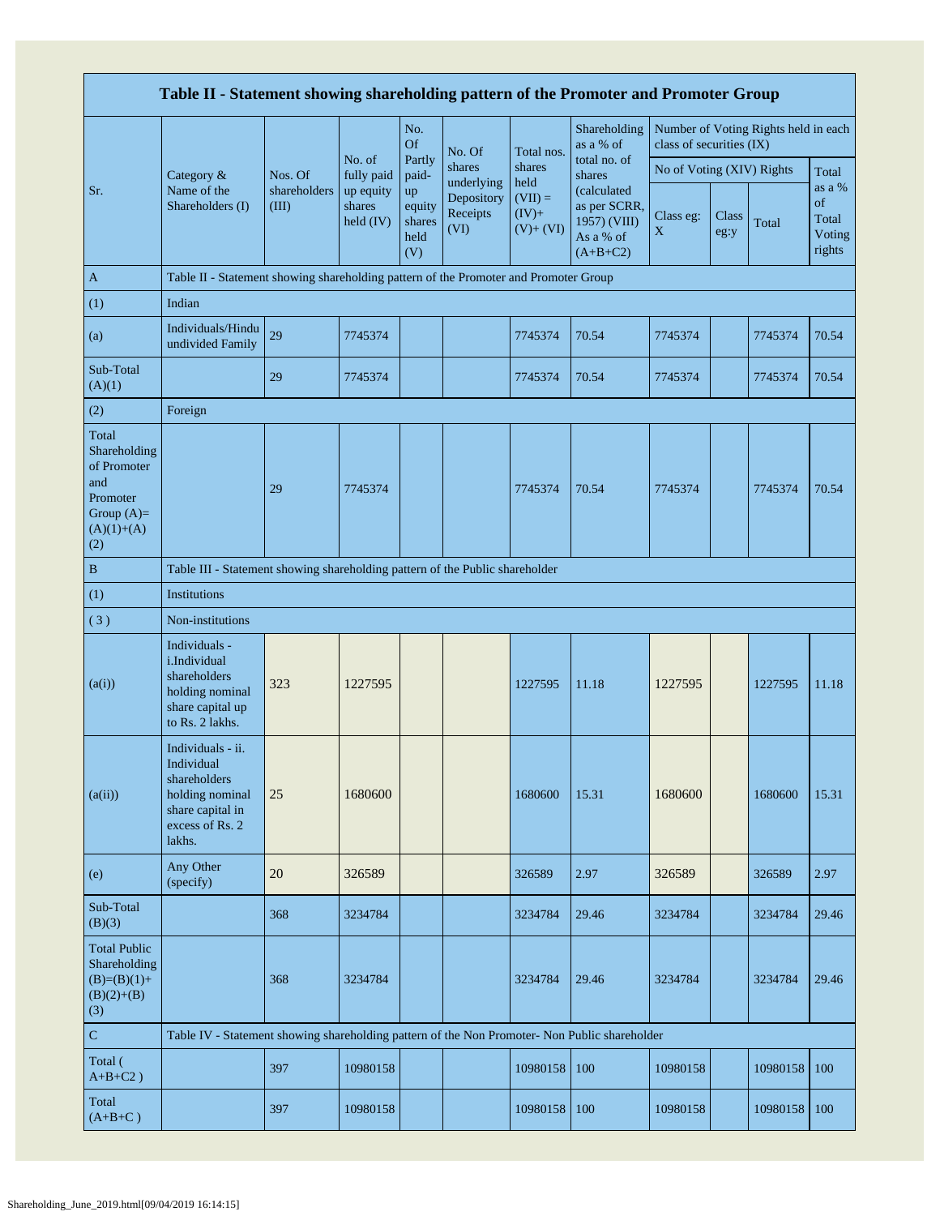| Table II - Statement showing shareholding pattern of the Promoter and Promoter Group | | | | | | | | | | | |
|---|---|---|---|---|---|---|---|---|---|---|---|
| Sr. | Category & Name of the Shareholders (I) | Nos. Of shareholders (III) | No. of fully paid up equity shares held (IV) | No. Of Partly paid-up equity shares held (V) | No. Of shares underlying Depository Receipts (VI) | Total nos. shares held (VII) = (IV)+ (V)+ (VI) | Shareholding as a % of total no. of shares (calculated as per SCRR, 1957) (VIII) As a % of (A+B+C2) | Number of Voting Rights held in each class of securities (IX) | | | |
| | | | | | | | | No of Voting (XIV) Rights | | | Total as a % of Total Voting rights |
| | | | | | | | | Class eg: X | Class eg:y | Total | |
| A | Table II - Statement showing shareholding pattern of the Promoter and Promoter Group | | | | | | | | | | |
| (1) | Indian | | | | | | | | | | |
| (a) | Individuals/Hindu undivided Family | 29 | 7745374 | | | 7745374 | 70.54 | 7745374 | | 7745374 | 70.54 |
| Sub-Total (A)(1) | | 29 | 7745374 | | | 7745374 | 70.54 | 7745374 | | 7745374 | 70.54 |
| (2) | Foreign | | | | | | | | | | |
| Total Shareholding of Promoter and Promoter Group (A)=(A)(1)+(A)(2) | | 29 | 7745374 | | | 7745374 | 70.54 | 7745374 | | 7745374 | 70.54 |
| B | Table III - Statement showing shareholding pattern of the Public shareholder | | | | | | | | | | |
| (1) | Institutions | | | | | | | | | | |
| (3) | Non-institutions | | | | | | | | | | |
| (a(i)) | Individuals - i.Individual shareholders holding nominal share capital up to Rs. 2 lakhs. | 323 | 1227595 | | | 1227595 | 11.18 | 1227595 | | 1227595 | 11.18 |
| (a(ii)) | Individuals - ii. Individual shareholders holding nominal share capital in excess of Rs. 2 lakhs. | 25 | 1680600 | | | 1680600 | 15.31 | 1680600 | | 1680600 | 15.31 |
| (e) | Any Other (specify) | 20 | 326589 | | | 326589 | 2.97 | 326589 | | 326589 | 2.97 |
| Sub-Total (B)(3) | | 368 | 3234784 | | | 3234784 | 29.46 | 3234784 | | 3234784 | 29.46 |
| Total Public Shareholding (B)=(B)(1)+(B)(2)+(B)(3) | | 368 | 3234784 | | | 3234784 | 29.46 | 3234784 | | 3234784 | 29.46 |
| C | Table IV - Statement showing shareholding pattern of the Non Promoter- Non Public shareholder | | | | | | | | | | |
| Total ( A+B+C2 ) | | 397 | 10980158 | | | 10980158 | 100 | 10980158 | | 10980158 | 100 |
| Total (A+B+C ) | | 397 | 10980158 | | | 10980158 | 100 | 10980158 | | 10980158 | 100 |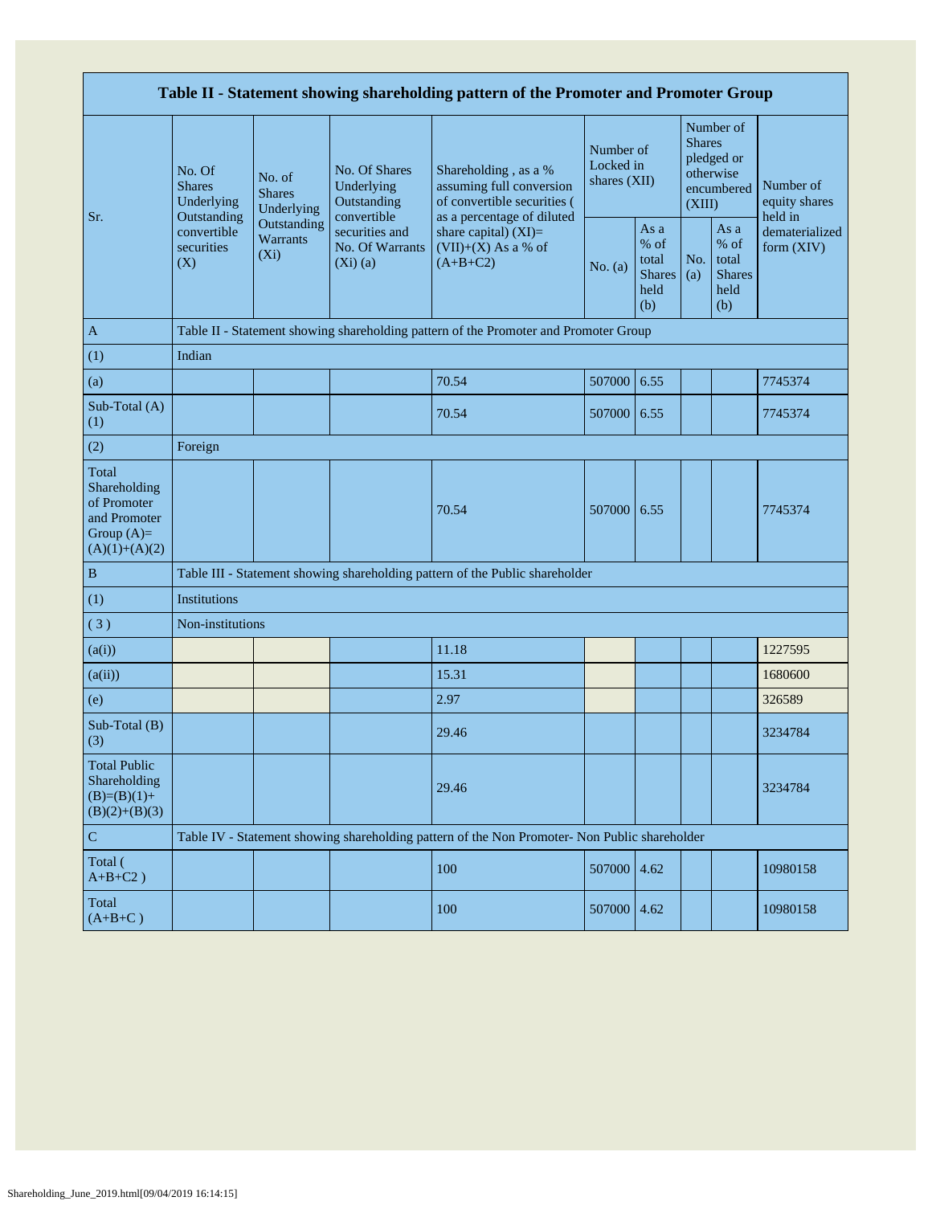| Table II - Statement showing shareholding pattern of the Promoter and Promoter Group | | | | | | | | | |
|---|---|---|---|---|---|---|---|---|---|
| Sr. | No. Of Shares Underlying Outstanding convertible securities (X) | No. of Shares Underlying Outstanding Warrants (Xi) | No. Of Shares Underlying Outstanding convertible securities and No. Of Warrants (Xi) (a) | Shareholding , as a % assuming full conversion of convertible securities ( as a percentage of diluted share capital) (XI)= (VII)+(X) As a % of (A+B+C2) | Number of Locked in shares (XII) | | Number of Shares pledged or otherwise encumbered (XIII) | | Number of equity shares held in dematerialized form (XIV) |
| | | | | | No. (a) | As a % of total Shares held (b) | No. (a) | As a % of total Shares held (b) | |
| A | Table II - Statement showing shareholding pattern of the Promoter and Promoter Group | | | | | | | | |
| (1) | Indian | | | | | | | | |
| (a) | | | | 70.54 | 507000 | 6.55 | | | 7745374 |
| Sub-Total (A) (1) | | | | 70.54 | 507000 | 6.55 | | | 7745374 |
| (2) | Foreign | | | | | | | | |
| Total Shareholding of Promoter and Promoter Group (A)= (A)(1)+(A)(2) | | | | 70.54 | 507000 | 6.55 | | | 7745374 |
| B | Table III - Statement showing shareholding pattern of the Public shareholder | | | | | | | | |
| (1) | Institutions | | | | | | | | |
| ( 3 ) | Non-institutions | | | | | | | | |
| (a(i)) | | | | 11.18 | | | | | 1227595 |
| (a(ii)) | | | | 15.31 | | | | | 1680600 |
| (e) | | | | 2.97 | | | | | 326589 |
| Sub-Total (B) (3) | | | | 29.46 | | | | | 3234784 |
| Total Public Shareholding (B)=(B)(1)+(B)(2)+(B)(3) | | | | 29.46 | | | | | 3234784 |
| C | Table IV - Statement showing shareholding pattern of the Non Promoter- Non Public shareholder | | | | | | | | |
| Total ( A+B+C2 ) | | | | 100 | 507000 | 4.62 | | | 10980158 |
| Total (A+B+C ) | | | | 100 | 507000 | 4.62 | | | 10980158 |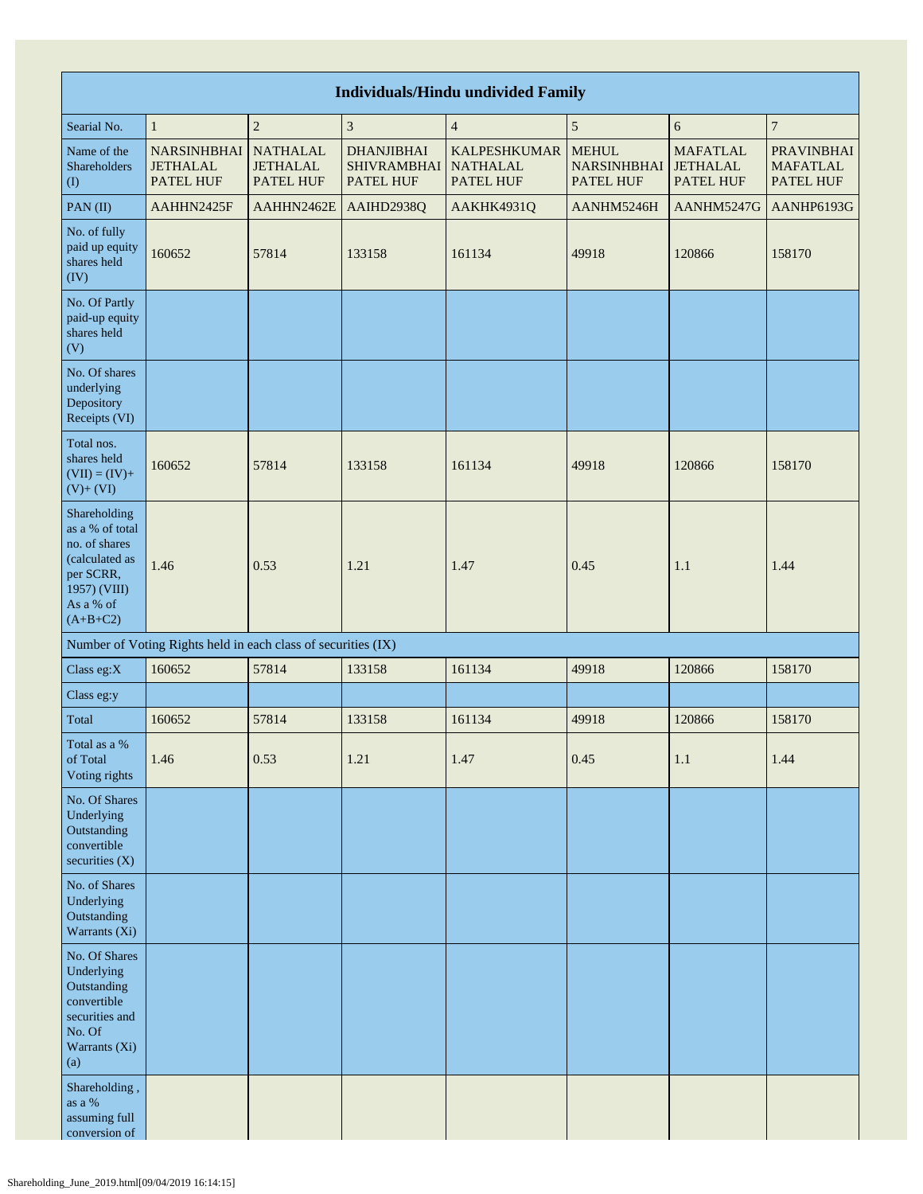| Individuals/Hindu undivided Family | | | | | | | |
|---|---|---|---|---|---|---|---|
| Searial No. | 1 | 2 | 3 | 4 | 5 | 6 | 7 |
| Name of the Shareholders (I) | NARSINHBHAI JETHALAL PATEL HUF | NATHALAL JETHALAL PATEL HUF | DHANJIBHAI SHIVRAMBHAI PATEL HUF | KALPESHKUMAR NATHALAL PATEL HUF | MEHUL NARSINHBHAI PATEL HUF | MAFATLAL JETHALAL PATEL HUF | PRAVINBHAI MAFATLAL PATEL HUF |
| PAN (II) | AAHHN2425F | AAHHN2462E | AAIHD2938Q | AAKHK4931Q | AANHM5246H | AANHM5247G | AANHP6193G |
| No. of fully paid up equity shares held (IV) | 160652 | 57814 | 133158 | 161134 | 49918 | 120866 | 158170 |
| No. Of Partly paid-up equity shares held (V) | | | | | | | |
| No. Of shares underlying Depository Receipts (VI) | | | | | | | |
| Total nos. shares held (VII) = (IV)+ (V)+ (VI) | 160652 | 57814 | 133158 | 161134 | 49918 | 120866 | 158170 |
| Shareholding as a % of total no. of shares (calculated as per SCRR, 1957) (VIII) As a % of (A+B+C2) | 1.46 | 0.53 | 1.21 | 1.47 | 0.45 | 1.1 | 1.44 |
| Number of Voting Rights held in each class of securities (IX) | | | | | | | |
| Class eg:X | 160652 | 57814 | 133158 | 161134 | 49918 | 120866 | 158170 |
| Class eg:y | | | | | | | |
| Total | 160652 | 57814 | 133158 | 161134 | 49918 | 120866 | 158170 |
| Total as a % of Total Voting rights | 1.46 | 0.53 | 1.21 | 1.47 | 0.45 | 1.1 | 1.44 |
| No. Of Shares Underlying Outstanding convertible securities (X) | | | | | | | |
| No. of Shares Underlying Outstanding Warrants (Xi) | | | | | | | |
| No. Of Shares Underlying Outstanding convertible securities and No. Of Warrants (Xi) (a) | | | | | | | |
| Shareholding , as a % assuming full conversion of | | | | | | | |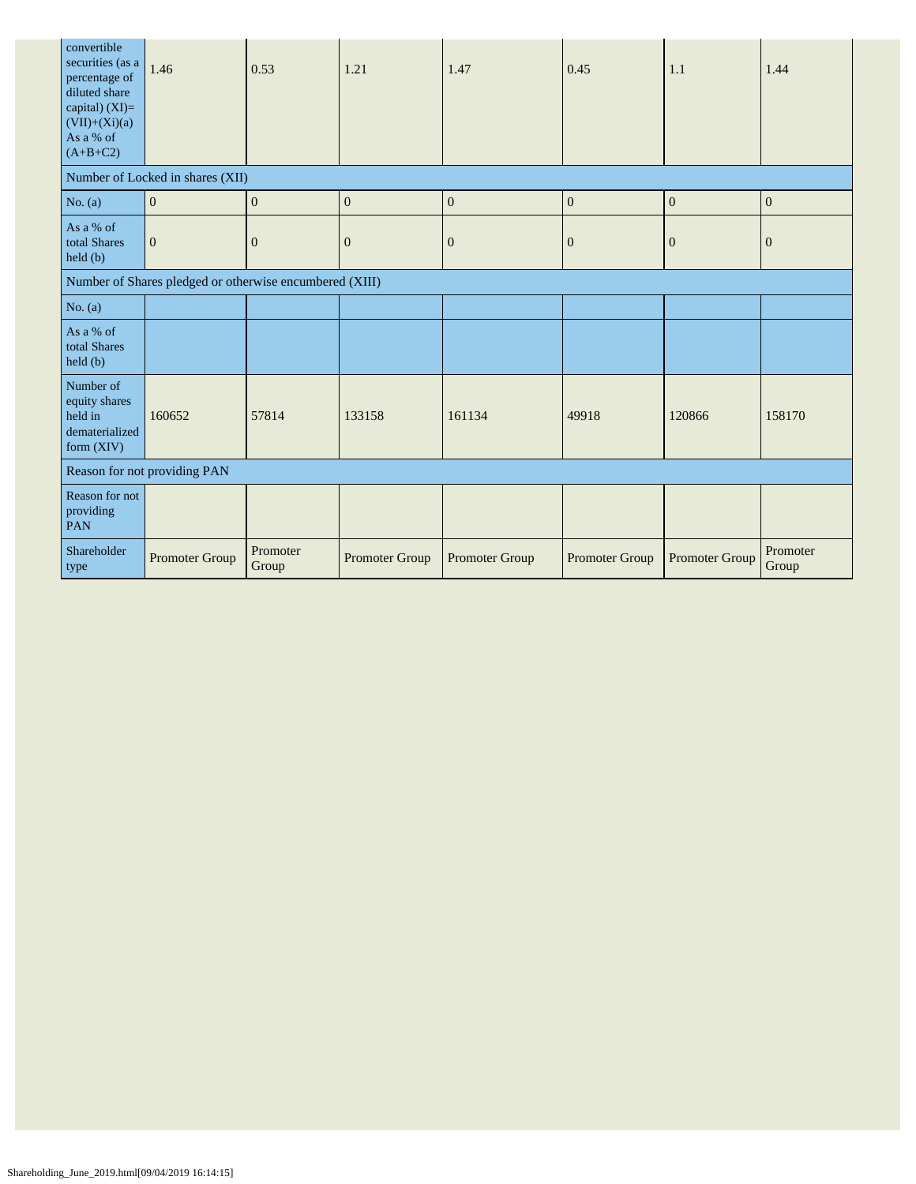| convertible securities (as a percentage of diluted share capital) (XI)= (VII)+(Xi)(a) As a % of (A+B+C2) | 1.46 | 0.53 | 1.21 | 1.47 | 0.45 | 1.1 | 1.44 |
|---|---|---|---|---|---|---|---|
| Number of Locked in shares (XII) | | | | | | | |
| No. (a) | 0 | 0 | 0 | 0 | 0 | 0 | 0 |
| As a % of total Shares held (b) | 0 | 0 | 0 | 0 | 0 | 0 | 0 |
| Number of Shares pledged or otherwise encumbered (XIII) | | | | | | | |
| No. (a) | | | | | | | |
| As a % of total Shares held (b) | | | | | | | |
| Number of equity shares held in dematerialized form (XIV) | 160652 | 57814 | 133158 | 161134 | 49918 | 120866 | 158170 |
| Reason for not providing PAN | | | | | | | |
| Reason for not providing PAN | | | | | | | |
| Shareholder type | Promoter Group | Promoter Group | Promoter Group | Promoter Group | Promoter Group | Promoter Group | Promoter Group |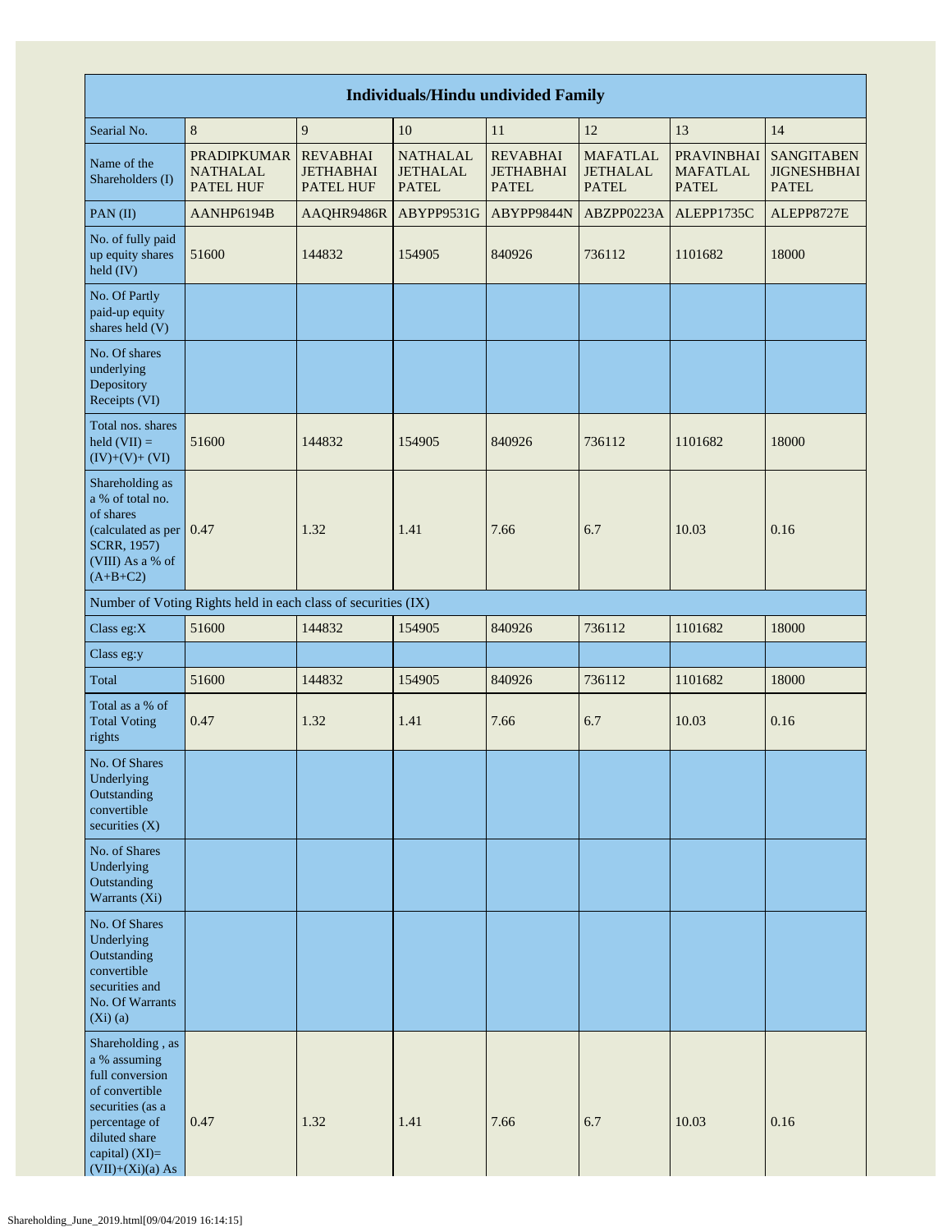| Individuals/Hindu undivided Family | | | | | | | |
|---|---|---|---|---|---|---|---|
| Searial No. | 8 | 9 | 10 | 11 | 12 | 13 | 14 |
| Name of the Shareholders (I) | PRADIPKUMAR NATHALAL PATEL HUF | REVABHAI JETHABHAI PATEL HUF | NATHALAL JETHALAL PATEL | REVABHAI JETHABHAI PATEL | MAFATLAL JETHALAL PATEL | PRAVINBHAI MAFATLAL PATEL | SANGITABEN JIGNESHBHAI PATEL |
| PAN (II) | AANHP6194B | AAQHR9486R | ABYPP9531G | ABYPP9844N | ABZPP0223A | ALEPP1735C | ALEPP8727E |
| No. of fully paid up equity shares held (IV) | 51600 | 144832 | 154905 | 840926 | 736112 | 1101682 | 18000 |
| No. Of Partly paid-up equity shares held (V) | | | | | | | |
| No. Of shares underlying Depository Receipts (VI) | | | | | | | |
| Total nos. shares held (VII) = (IV)+(V)+ (VI) | 51600 | 144832 | 154905 | 840926 | 736112 | 1101682 | 18000 |
| Shareholding as a % of total no. of shares (calculated as per SCRR, 1957) (VIII) As a % of (A+B+C2) | 0.47 | 1.32 | 1.41 | 7.66 | 6.7 | 10.03 | 0.16 |
| Number of Voting Rights held in each class of securities (IX) | | | | | | | |
| Class eg:X | 51600 | 144832 | 154905 | 840926 | 736112 | 1101682 | 18000 |
| Class eg:y | | | | | | | |
| Total | 51600 | 144832 | 154905 | 840926 | 736112 | 1101682 | 18000 |
| Total as a % of Total Voting rights | 0.47 | 1.32 | 1.41 | 7.66 | 6.7 | 10.03 | 0.16 |
| No. Of Shares Underlying Outstanding convertible securities (X) | | | | | | | |
| No. of Shares Underlying Outstanding Warrants (Xi) | | | | | | | |
| No. Of Shares Underlying Outstanding convertible securities and No. Of Warrants (Xi) (a) | | | | | | | |
| Shareholding , as a % assuming full conversion of convertible securities (as a percentage of diluted share capital) (XI)= (VII)+(Xi)(a) As | 0.47 | 1.32 | 1.41 | 7.66 | 6.7 | 10.03 | 0.16 |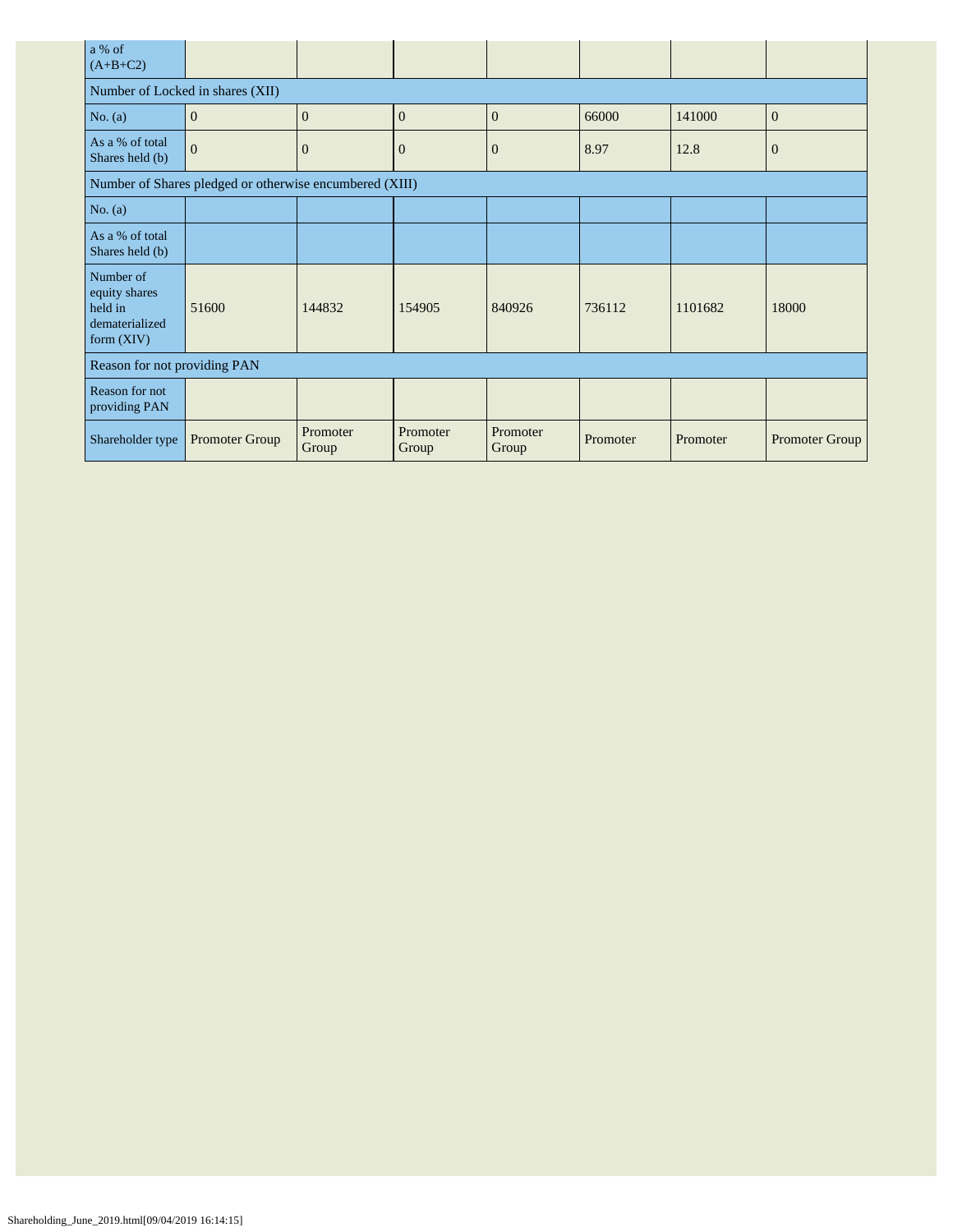| a % of (A+B+C2) | | | | | | | |
|---|---|---|---|---|---|---|---|
| Number of Locked in shares (XII) | | | | | | | |
| No. (a) | 0 | 0 | 0 | 0 | 66000 | 141000 | 0 |
| As a % of total Shares held (b) | 0 | 0 | 0 | 0 | 8.97 | 12.8 | 0 |
| Number of Shares pledged or otherwise encumbered (XIII) | | | | | | | |
| No. (a) | | | | | | | |
| As a % of total Shares held (b) | | | | | | | |
| Number of equity shares held in dematerialized form (XIV) | 51600 | 144832 | 154905 | 840926 | 736112 | 1101682 | 18000 |
| Reason for not providing PAN | | | | | | | |
| Reason for not providing PAN | | | | | | | |
| Shareholder type | Promoter Group | Promoter Group | Promoter Group | Promoter Group | Promoter | Promoter | Promoter Group |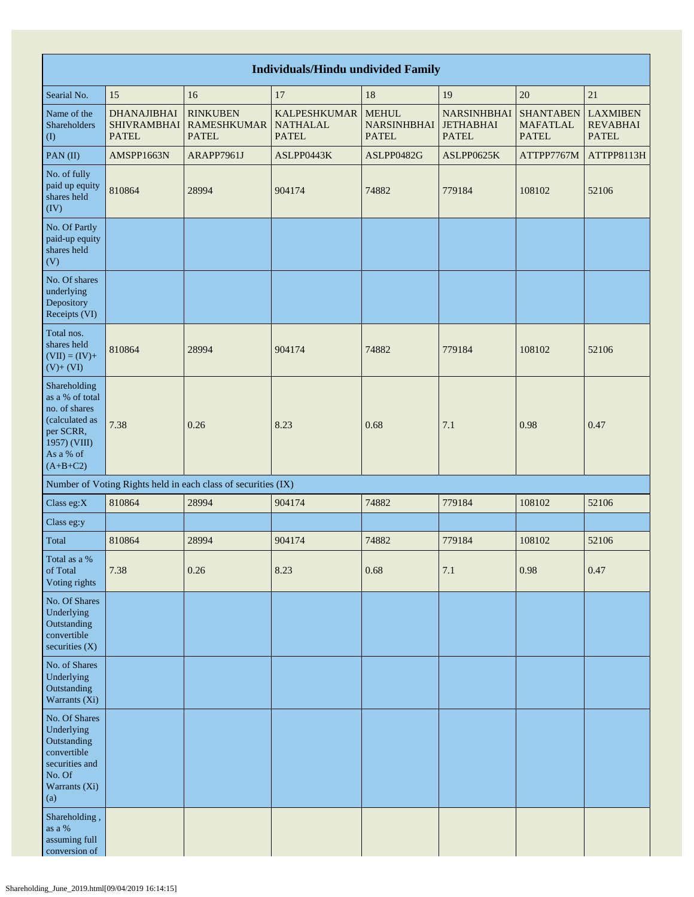| Individuals/Hindu undivided Family | | | | | | | |
|---|---|---|---|---|---|---|---|
| Searial No. | 15 | 16 | 17 | 18 | 19 | 20 | 21 |
| Name of the Shareholders (I) | DHANAJIBHAI SHIVRAMBHAI PATEL | RINKUBEN RAMESHKUMAR PATEL | KALPESHKUMAR NATHALAL PATEL | MEHUL NARSINHBHAI PATEL | NARSINHBHAI JETHABHAI PATEL | SHANTABEN MAFATLAL PATEL | LAXMIBEN REVABHAI PATEL |
| PAN (II) | AMSPP1663N | ARAPP7961J | ASLPP0443K | ASLPP0482G | ASLPP0625K | ATTPP7767M | ATTPP8113H |
| No. of fully paid up equity shares held (IV) | 810864 | 28994 | 904174 | 74882 | 779184 | 108102 | 52106 |
| No. Of Partly paid-up equity shares held (V) | | | | | | | |
| No. Of shares underlying Depository Receipts (VI) | | | | | | | |
| Total nos. shares held (VII) = (IV)+ (V)+ (VI) | 810864 | 28994 | 904174 | 74882 | 779184 | 108102 | 52106 |
| Shareholding as a % of total no. of shares (calculated as per SCRR, 1957) (VIII) As a % of (A+B+C2) | 7.38 | 0.26 | 8.23 | 0.68 | 7.1 | 0.98 | 0.47 |
| Number of Voting Rights held in each class of securities (IX) | | | | | | | |
| Class eg:X | 810864 | 28994 | 904174 | 74882 | 779184 | 108102 | 52106 |
| Class eg:y | | | | | | | |
| Total | 810864 | 28994 | 904174 | 74882 | 779184 | 108102 | 52106 |
| Total as a % of Total Voting rights | 7.38 | 0.26 | 8.23 | 0.68 | 7.1 | 0.98 | 0.47 |
| No. Of Shares Underlying Outstanding convertible securities (X) | | | | | | | |
| No. of Shares Underlying Outstanding Warrants (Xi) | | | | | | | |
| No. Of Shares Underlying Outstanding convertible securities and No. Of Warrants (Xi) (a) | | | | | | | |
| Shareholding , as a % assuming full conversion of | | | | | | | |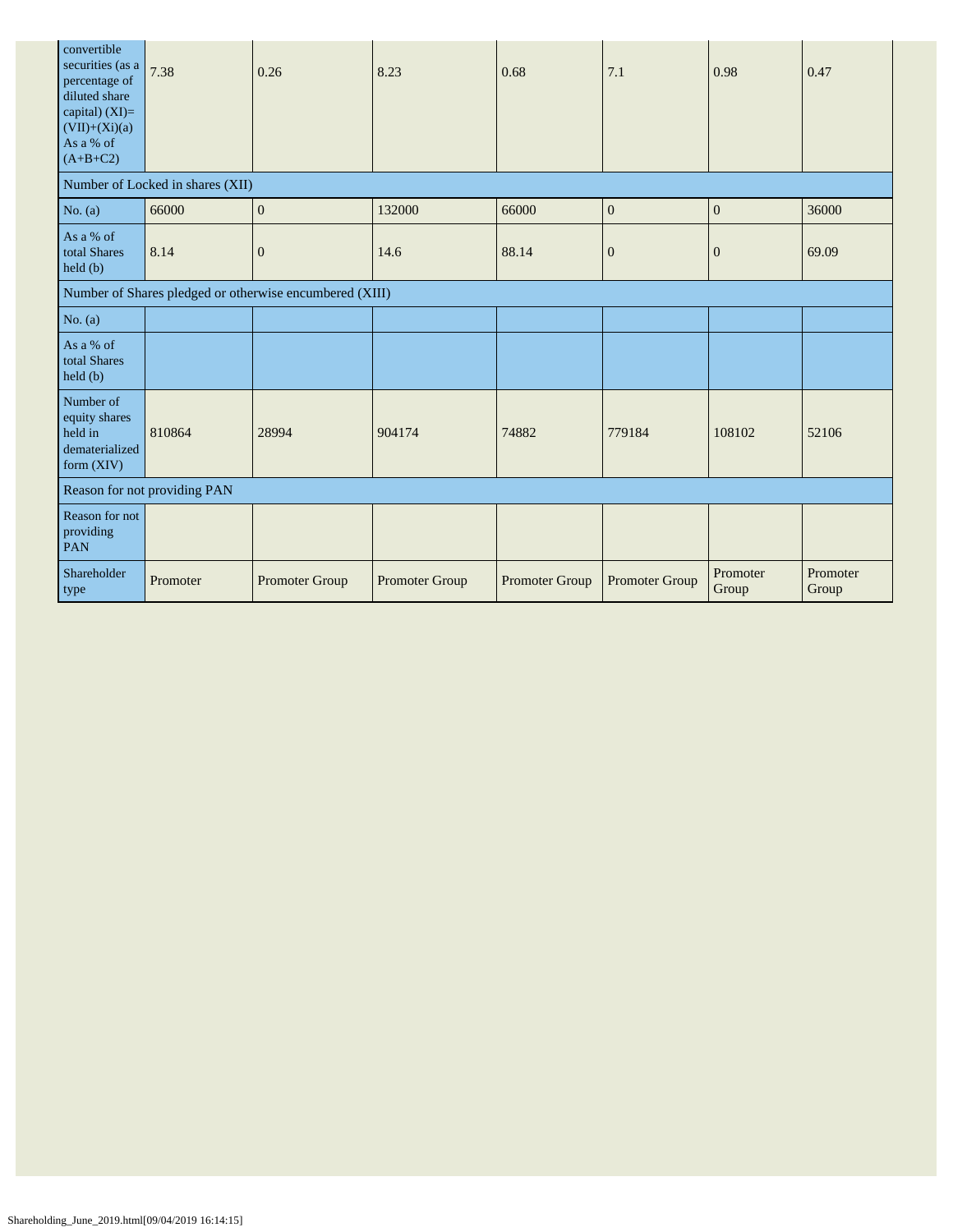| convertible securities (as a percentage of diluted share capital) (XI)= (VII)+(Xi)(a) As a % of (A+B+C2) | 7.38 | 0.26 | 8.23 | 0.68 | 7.1 | 0.98 | 0.47 |
|---|---|---|---|---|---|---|---|
| Number of Locked in shares (XII) | | | | | | | |
| No. (a) | 66000 | 0 | 132000 | 66000 | 0 | 0 | 36000 |
| As a % of total Shares held (b) | 8.14 | 0 | 14.6 | 88.14 | 0 | 0 | 69.09 |
| Number of Shares pledged or otherwise encumbered (XIII) | | | | | | | |
| No. (a) | | | | | | | |
| As a % of total Shares held (b) | | | | | | | |
| Number of equity shares held in dematerialized form (XIV) | 810864 | 28994 | 904174 | 74882 | 779184 | 108102 | 52106 |
| Reason for not providing PAN | | | | | | | |
| Reason for not providing PAN | | | | | | | |
| Shareholder type | Promoter | Promoter Group | Promoter Group | Promoter Group | Promoter Group | Promoter Group | Promoter Group |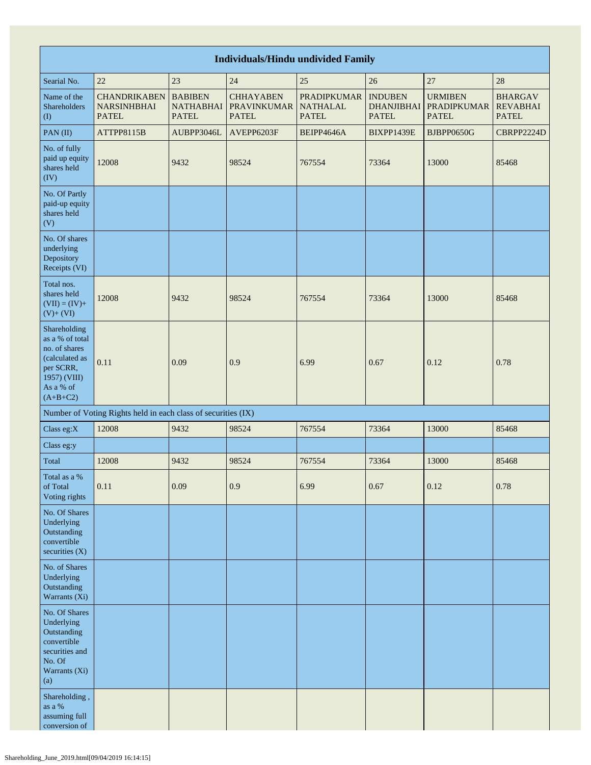| Individuals/Hindu undivided Family | | | | | | | |
|---|---|---|---|---|---|---|---|
| Searial No. | 22 | 23 | 24 | 25 | 26 | 27 | 28 |
| Name of the Shareholders (I) | CHANDRIKABEN NARSINHBHAI PATEL | BABIBEN NATHABHAI PATEL | CHHAYABEN PRAVINKUMAR PATEL | PRADIPKUMAR NATHALAL PATEL | INDUBEN DHANJIBHAI PATEL | URMIBEN PRADIPKUMAR PATEL | BHARGAV REVABHAI PATEL |
| PAN (II) | ATTPP8115B | AUBPP3046L | AVEPP6203F | BEIPP4646A | BIXPP1439E | BJBPP0650G | CBRPP2224D |
| No. of fully paid up equity shares held (IV) | 12008 | 9432 | 98524 | 767554 | 73364 | 13000 | 85468 |
| No. Of Partly paid-up equity shares held (V) | | | | | | | |
| No. Of shares underlying Depository Receipts (VI) | | | | | | | |
| Total nos. shares held (VII) = (IV)+ (V)+ (VI) | 12008 | 9432 | 98524 | 767554 | 73364 | 13000 | 85468 |
| Shareholding as a % of total no. of shares (calculated as per SCRR, 1957) (VIII) As a % of (A+B+C2) | 0.11 | 0.09 | 0.9 | 6.99 | 0.67 | 0.12 | 0.78 |
| Number of Voting Rights held in each class of securities (IX) | | | | | | | |
| Class eg:X | 12008 | 9432 | 98524 | 767554 | 73364 | 13000 | 85468 |
| Class eg:y | | | | | | | |
| Total | 12008 | 9432 | 98524 | 767554 | 73364 | 13000 | 85468 |
| Total as a % of Total Voting rights | 0.11 | 0.09 | 0.9 | 6.99 | 0.67 | 0.12 | 0.78 |
| No. Of Shares Underlying Outstanding convertible securities (X) | | | | | | | |
| No. of Shares Underlying Outstanding Warrants (Xi) | | | | | | | |
| No. Of Shares Underlying Outstanding convertible securities and No. Of Warrants (Xi) (a) | | | | | | | |
| Shareholding , as a % assuming full conversion of | | | | | | | |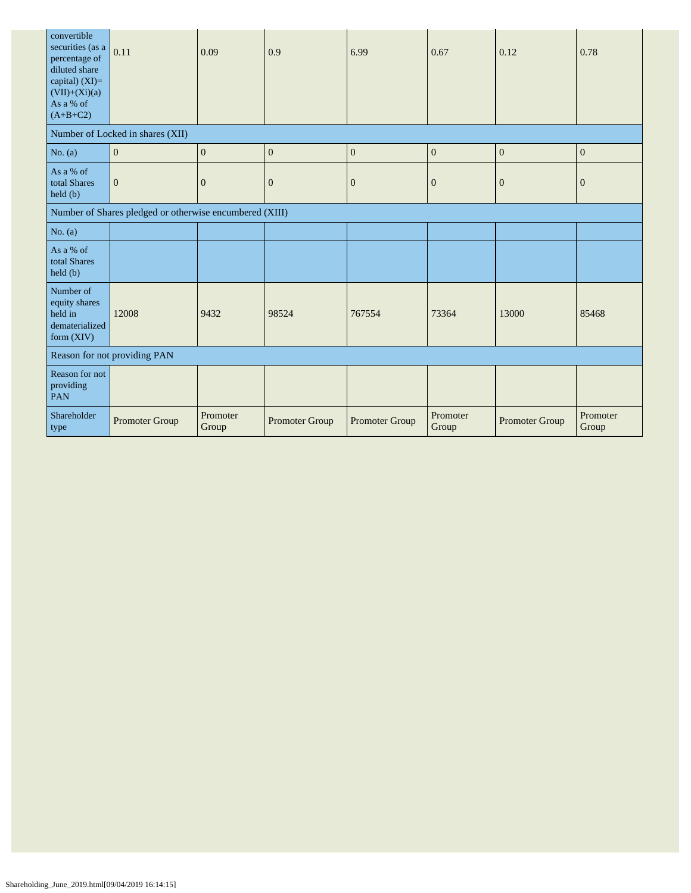| convertible securities (as a percentage of diluted share capital) (XI)= (VII)+(Xi)(a) As a % of (A+B+C2) | 0.11 | 0.09 | 0.9 | 6.99 | 0.67 | 0.12 | 0.78 |
|---|---|---|---|---|---|---|---|
| Number of Locked in shares (XII) | | | | | | | |
| No. (a) | 0 | 0 | 0 | 0 | 0 | 0 | 0 |
| As a % of total Shares held (b) | 0 | 0 | 0 | 0 | 0 | 0 | 0 |
| Number of Shares pledged or otherwise encumbered (XIII) | | | | | | | |
| No. (a) | | | | | | | |
| As a % of total Shares held (b) | | | | | | | |
| Number of equity shares held in dematerialized form (XIV) | 12008 | 9432 | 98524 | 767554 | 73364 | 13000 | 85468 |
| Reason for not providing PAN | | | | | | | |
| Reason for not providing PAN | | | | | | | |
| Shareholder type | Promoter Group | Promoter Group | Promoter Group | Promoter Group | Promoter Group | Promoter Group | Promoter Group |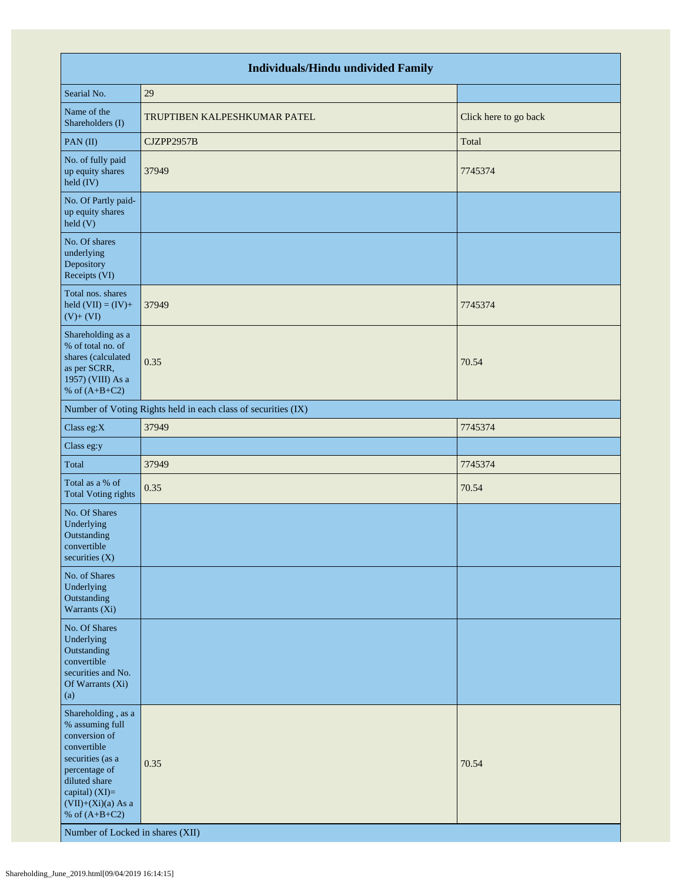| Individuals/Hindu undivided Family | | |
|---|---|---|
| Searial No. | 29 | |
| Name of the Shareholders (I) | TRUPTIBEN KALPESHKUMAR PATEL | Click here to go back |
| PAN (II) | CJZPP2957B | Total |
| No. of fully paid up equity shares held (IV) | 37949 | 7745374 |
| No. Of Partly paid-up equity shares held (V) | | |
| No. Of shares underlying Depository Receipts (VI) | | |
| Total nos. shares held (VII) = (IV)+ (V)+ (VI) | 37949 | 7745374 |
| Shareholding as a % of total no. of shares (calculated as per SCRR, 1957) (VIII) As a % of (A+B+C2) | 0.35 | 70.54 |
| Number of Voting Rights held in each class of securities (IX) | | |
| Class eg:X | 37949 | 7745374 |
| Class eg:y | | |
| Total | 37949 | 7745374 |
| Total as a % of Total Voting rights | 0.35 | 70.54 |
| No. Of Shares Underlying Outstanding convertible securities (X) | | |
| No. of Shares Underlying Outstanding Warrants (Xi) | | |
| No. Of Shares Underlying Outstanding convertible securities and No. Of Warrants (Xi) (a) | | |
| Shareholding , as a % assuming full conversion of convertible securities (as a percentage of diluted share capital) (XI)= (VII)+(Xi)(a) As a % of (A+B+C2) | 0.35 | 70.54 |
| Number of Locked in shares (XII) | | |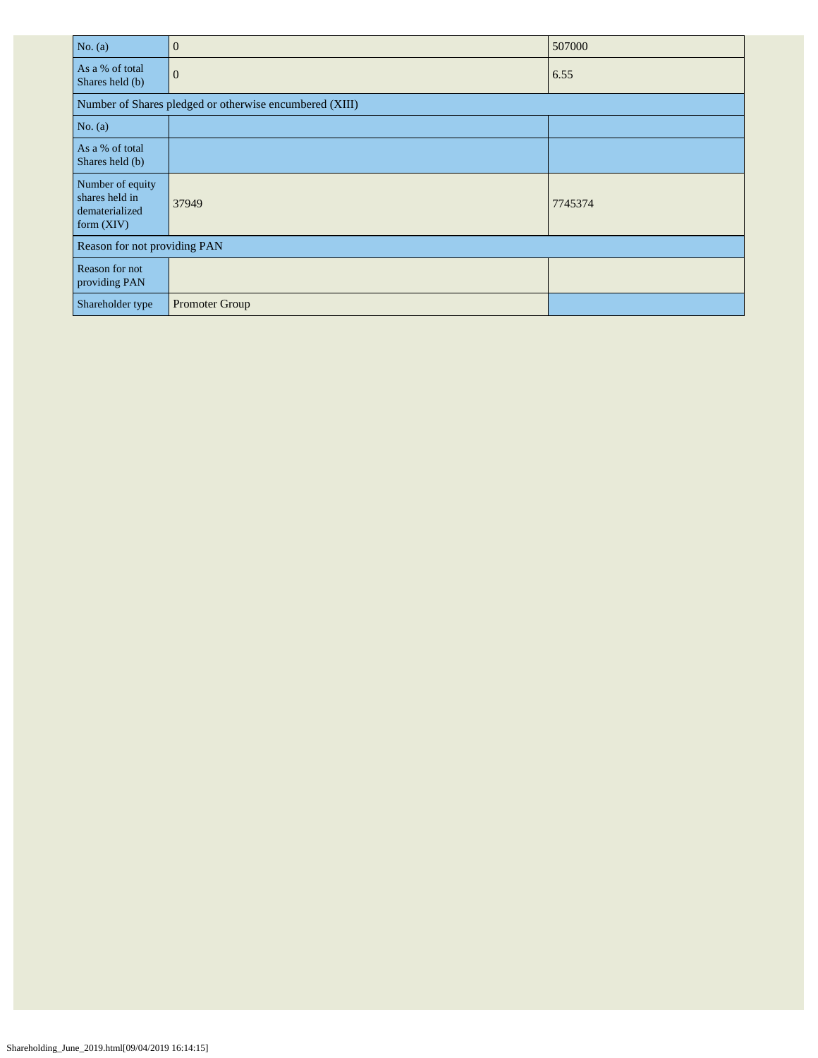| | | |
|---|---|---|
| No. (a) | 0 | 507000 |
| As a % of total Shares held (b) | 0 | 6.55 |
| Number of Shares pledged or otherwise encumbered (XIII) | | |
| No. (a) | | |
| As a % of total Shares held (b) | | |
| Number of equity shares held in dematerialized form (XIV) | 37949 | 7745374 |
| Reason for not providing PAN | | |
| Reason for not providing PAN | | |
| Shareholder type | Promoter Group | |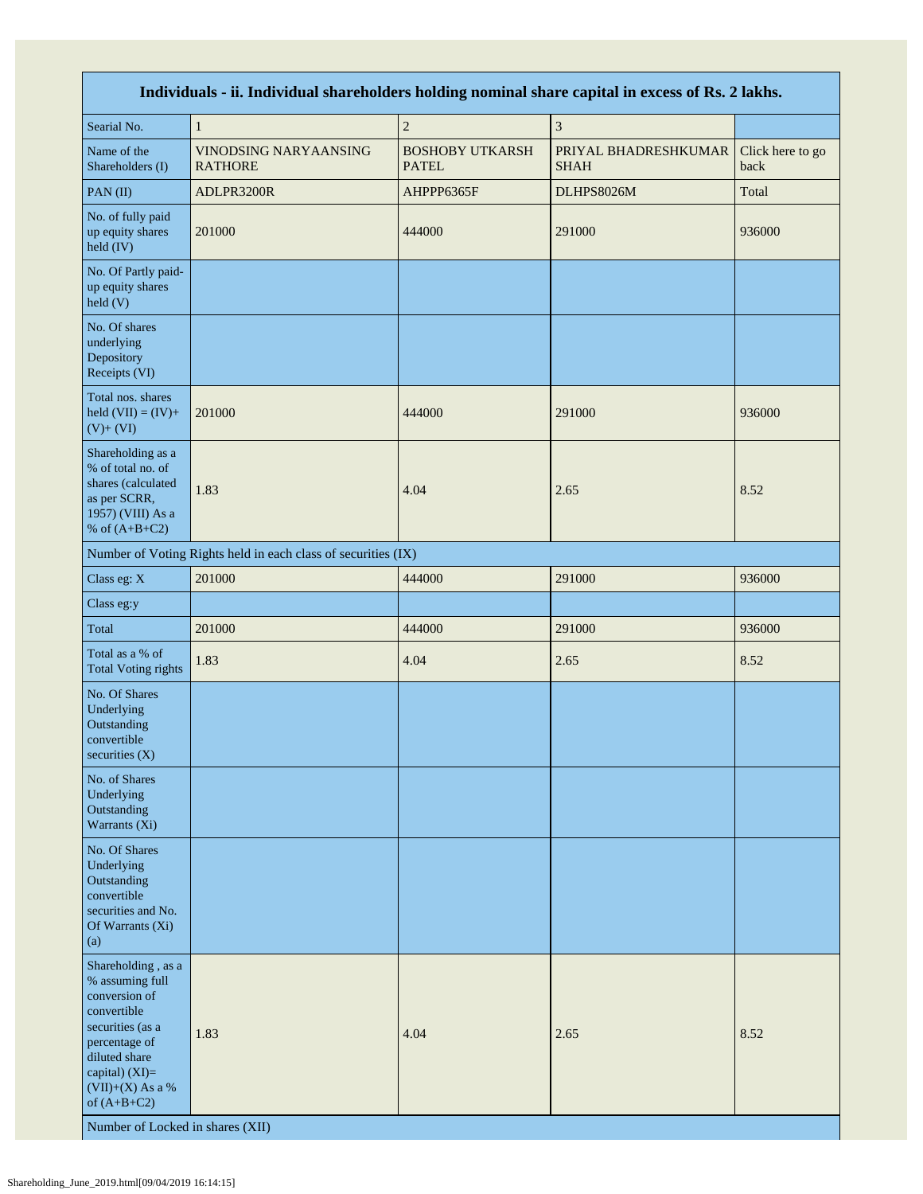| Individuals - ii. Individual shareholders holding nominal share capital in excess of Rs. 2 lakhs. | | | | |
|---|---|---|---|---|
| Searial No. | 1 | 2 | 3 | |
| Name of the Shareholders (I) | VINODSING NARYAANSING RATHORE | BOSHOBY UTKARSH PATEL | PRIYAL BHADRESHKUMAR SHAH | Click here to go back |
| PAN (II) | ADLPR3200R | AHPPP6365F | DLHPS8026M | Total |
| No. of fully paid up equity shares held (IV) | 201000 | 444000 | 291000 | 936000 |
| No. Of Partly paid-up equity shares held (V) | | | | |
| No. Of shares underlying Depository Receipts (VI) | | | | |
| Total nos. shares held (VII) = (IV)+(V)+ (VI) | 201000 | 444000 | 291000 | 936000 |
| Shareholding as a % of total no. of shares (calculated as per SCRR, 1957) (VIII) As a % of (A+B+C2) | 1.83 | 4.04 | 2.65 | 8.52 |
| Number of Voting Rights held in each class of securities (IX) | | | | |
| Class eg: X | 201000 | 444000 | 291000 | 936000 |
| Class eg:y | | | | |
| Total | 201000 | 444000 | 291000 | 936000 |
| Total as a % of Total Voting rights | 1.83 | 4.04 | 2.65 | 8.52 |
| No. Of Shares Underlying Outstanding convertible securities (X) | | | | |
| No. of Shares Underlying Outstanding Warrants (Xi) | | | | |
| No. Of Shares Underlying Outstanding convertible securities and No. Of Warrants (Xi) (a) | | | | |
| Shareholding , as a % assuming full conversion of convertible securities (as a percentage of diluted share capital) (XI)= (VII)+(X) As a % of (A+B+C2) | 1.83 | 4.04 | 2.65 | 8.52 |
| Number of Locked in shares (XII) | | | | |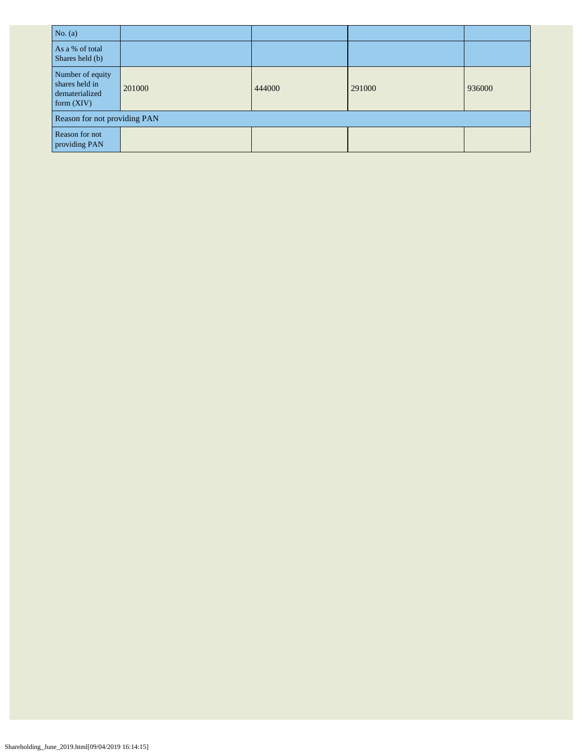| No. (a) | | | | |
|---|---|---|---|---|
| As a % of total Shares held (b) | | | | |
| Number of equity shares held in dematerialized form (XIV) | 201000 | 444000 | 291000 | 936000 |
| Reason for not providing PAN | | | | |
| Reason for not providing PAN | | | | |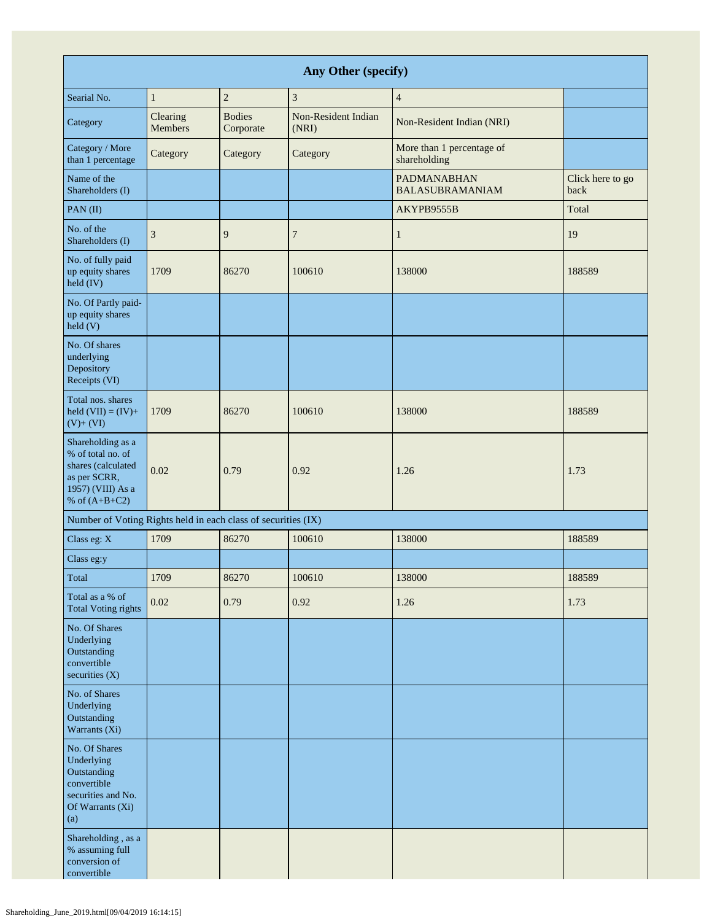| Any Other (specify) | | | | | |
|---|---|---|---|---|---|
| Searial No. | 1 | 2 | 3 | 4 | |
| Category | Clearing Members | Bodies Corporate | Non-Resident Indian (NRI) | Non-Resident Indian (NRI) | |
| Category / More than 1 percentage | Category | Category | Category | More than 1 percentage of shareholding | |
| Name of the Shareholders (I) | | | | PADMANABHAN BALASUBRAMANIAM | Click here to go back |
| PAN (II) | | | | AKYPB9555B | Total |
| No. of the Shareholders (I) | 3 | 9 | 7 | 1 | 19 |
| No. of fully paid up equity shares held (IV) | 1709 | 86270 | 100610 | 138000 | 188589 |
| No. Of Partly paid-up equity shares held (V) | | | | | |
| No. Of shares underlying Depository Receipts (VI) | | | | | |
| Total nos. shares held (VII) = (IV)+ (V)+ (VI) | 1709 | 86270 | 100610 | 138000 | 188589 |
| Shareholding as a % of total no. of shares (calculated as per SCRR, 1957) (VIII) As a % of (A+B+C2) | 0.02 | 0.79 | 0.92 | 1.26 | 1.73 |
| Number of Voting Rights held in each class of securities (IX) | | | | | |
| Class eg: X | 1709 | 86270 | 100610 | 138000 | 188589 |
| Class eg:y | | | | | |
| Total | 1709 | 86270 | 100610 | 138000 | 188589 |
| Total as a % of Total Voting rights | 0.02 | 0.79 | 0.92 | 1.26 | 1.73 |
| No. Of Shares Underlying Outstanding convertible securities (X) | | | | | |
| No. of Shares Underlying Outstanding Warrants (Xi) | | | | | |
| No. Of Shares Underlying Outstanding convertible securities and No. Of Warrants (Xi) (a) | | | | | |
| Shareholding , as a % assuming full conversion of convertible | | | | | |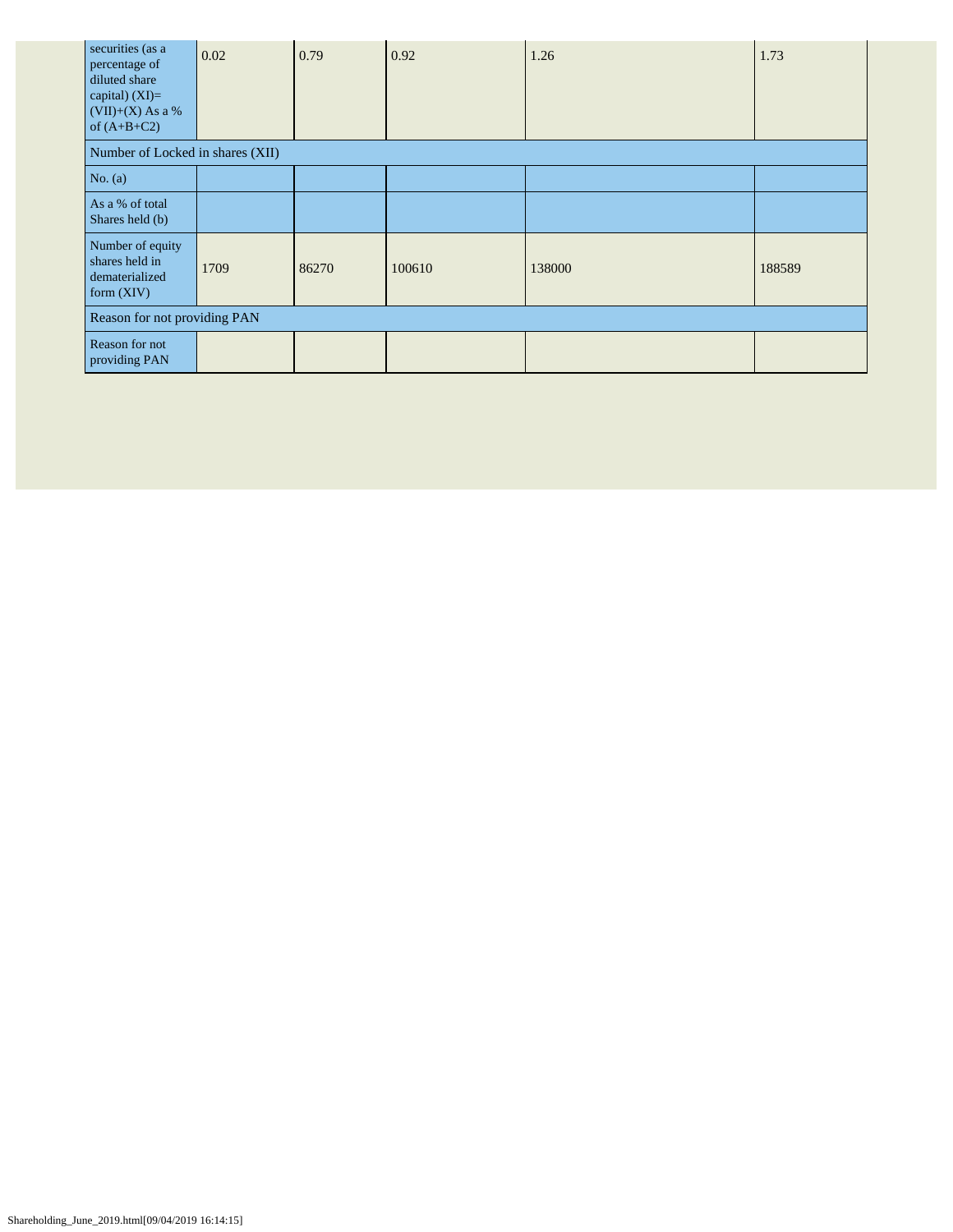| securities (as a percentage of diluted share capital) (XI)= (VII)+(X) As a % of (A+B+C2) | 0.02 | 0.79 | 0.92 | 1.26 | 1.73 |
|---|---|---|---|---|---|
| Number of Locked in shares (XII) | | | | | |
| No. (a) | | | | | |
| As a % of total Shares held (b) | | | | | |
| Number of equity shares held in dematerialized form (XIV) | 1709 | 86270 | 100610 | 138000 | 188589 |
| Reason for not providing PAN | | | | | |
| Reason for not providing PAN | | | | | |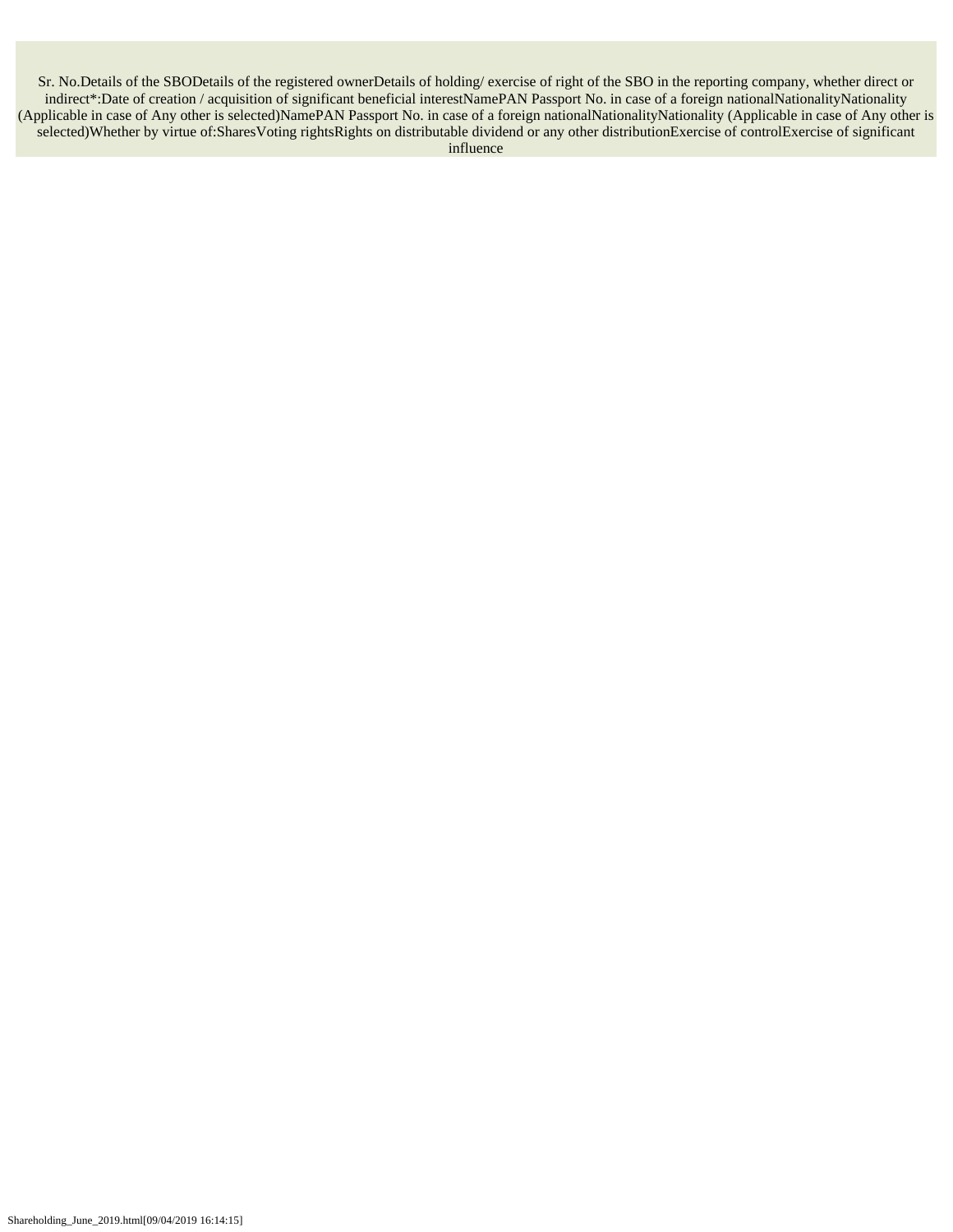| Sr. No. | Details of the SBO | | | | | Details of the registered owner | | | | | Details of holding/ exercise of right of the SBO in the reporting company, whether direct or indirect*: | | | | | | Date of creation / acquisition of significant beneficial interest |
|---|---|---|---|---|---|---|---|---|---|---|---|---|---|---|---|---|---|
| | Name | PAN | Passport No. in case of a foreign national | Nationality | Nationality (Applicable in case of Any other is selected) | Name | PAN | Passport No. in case of a foreign national | Nationality | Nationality (Applicable in case of Any other is selected) | Whether by virtue of: | | | | | | |
| | | | | | | | | | | | Shares | Voting rights | Rights on distributable dividend or any other distribution | Exercise of control | Exercise of significant influence | | |